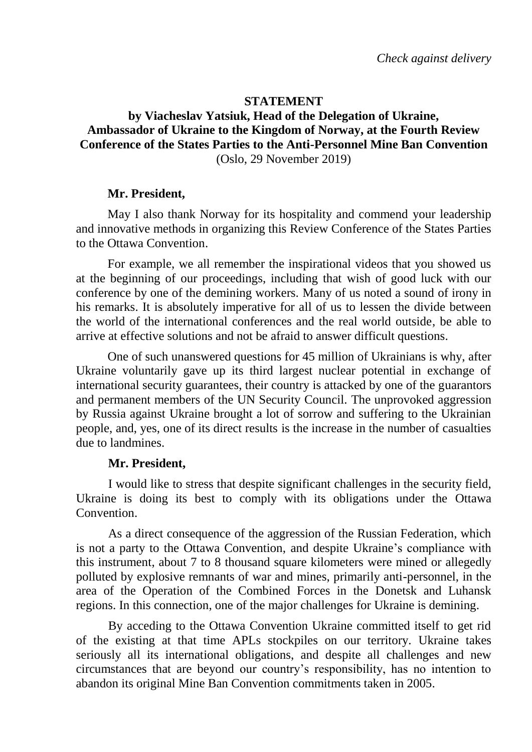*Check against delivery*

**STATEMENT**

**by Viacheslav Yatsiuk, Head of the Delegation of Ukraine, Ambassador of Ukraine to the Kingdom of Norway, at the Fourth Review Conference of the States Parties to the Anti-Personnel Mine Ban Convention**
(Oslo, 29 November 2019)

**Mr. President,**

May I also thank Norway for its hospitality and commend your leadership and innovative methods in organizing this Review Conference of the States Parties to the Ottawa Convention.

For example, we all remember the inspirational videos that you showed us at the beginning of our proceedings, including that wish of good luck with our conference by one of the demining workers. Many of us noted a sound of irony in his remarks. It is absolutely imperative for all of us to lessen the divide between the world of the international conferences and the real world outside, be able to arrive at effective solutions and not be afraid to answer difficult questions.

One of such unanswered questions for 45 million of Ukrainians is why, after Ukraine voluntarily gave up its third largest nuclear potential in exchange of international security guarantees, their country is attacked by one of the guarantors and permanent members of the UN Security Council. The unprovoked aggression by Russia against Ukraine brought a lot of sorrow and suffering to the Ukrainian people, and, yes, one of its direct results is the increase in the number of casualties due to landmines.

**Mr. President,**

I would like to stress that despite significant challenges in the security field, Ukraine is doing its best to comply with its obligations under the Ottawa Convention.

As a direct consequence of the aggression of the Russian Federation, which is not a party to the Ottawa Convention, and despite Ukraine's compliance with this instrument, about 7 to 8 thousand square kilometers were mined or allegedly polluted by explosive remnants of war and mines, primarily anti-personnel, in the area of the Operation of the Combined Forces in the Donetsk and Luhansk regions. In this connection, one of the major challenges for Ukraine is demining.

By acceding to the Ottawa Convention Ukraine committed itself to get rid of the existing at that time APLs stockpiles on our territory. Ukraine takes seriously all its international obligations, and despite all challenges and new circumstances that are beyond our country's responsibility, has no intention to abandon its original Mine Ban Convention commitments taken in 2005.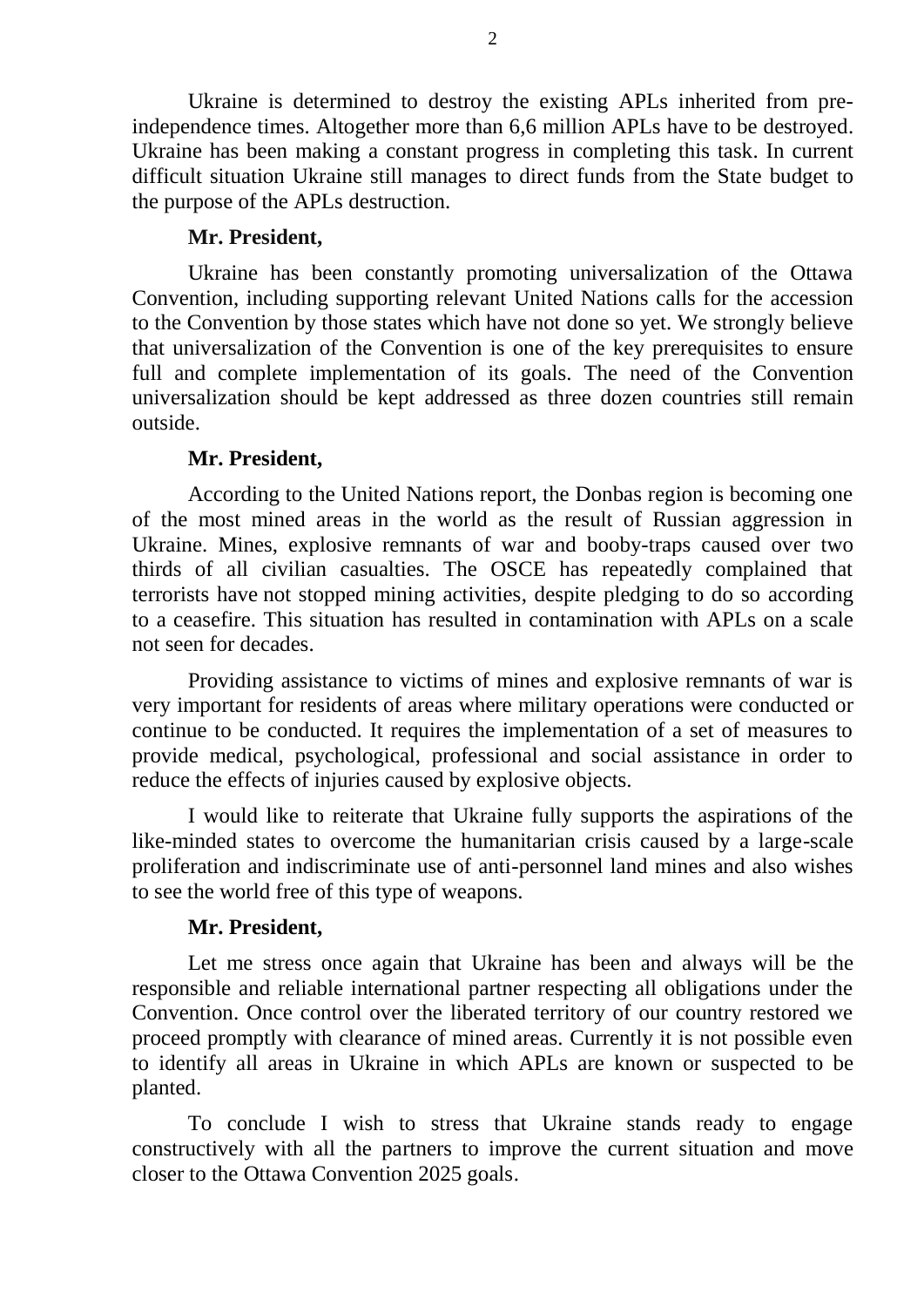Ukraine is determined to destroy the existing APLs inherited from pre-independence times. Altogether more than 6,6 million APLs have to be destroyed. Ukraine has been making a constant progress in completing this task. In current difficult situation Ukraine still manages to direct funds from the State budget to the purpose of the APLs destruction.

**Mr. President,**

Ukraine has been constantly promoting universalization of the Ottawa Convention, including supporting relevant United Nations calls for the accession to the Convention by those states which have not done so yet. We strongly believe that universalization of the Convention is one of the key prerequisites to ensure full and complete implementation of its goals. The need of the Convention universalization should be kept addressed as three dozen countries still remain outside.

**Mr. President,**

According to the United Nations report, the Donbas region is becoming one of the most mined areas in the world as the result of Russian aggression in Ukraine. Mines, explosive remnants of war and booby-traps caused over two thirds of all civilian casualties. The OSCE has repeatedly complained that terrorists have not stopped mining activities, despite pledging to do so according to a ceasefire. This situation has resulted in contamination with APLs on a scale not seen for decades.

Providing assistance to victims of mines and explosive remnants of war is very important for residents of areas where military operations were conducted or continue to be conducted. It requires the implementation of a set of measures to provide medical, psychological, professional and social assistance in order to reduce the effects of injuries caused by explosive objects.

I would like to reiterate that Ukraine fully supports the aspirations of the like-minded states to overcome the humanitarian crisis caused by a large-scale proliferation and indiscriminate use of anti-personnel land mines and also wishes to see the world free of this type of weapons.

**Mr. President,**

Let me stress once again that Ukraine has been and always will be the responsible and reliable international partner respecting all obligations under the Convention. Once control over the liberated territory of our country restored we proceed promptly with clearance of mined areas. Currently it is not possible even to identify all areas in Ukraine in which APLs are known or suspected to be planted.

To conclude I wish to stress that Ukraine stands ready to engage constructively with all the partners to improve the current situation and move closer to the Ottawa Convention 2025 goals.